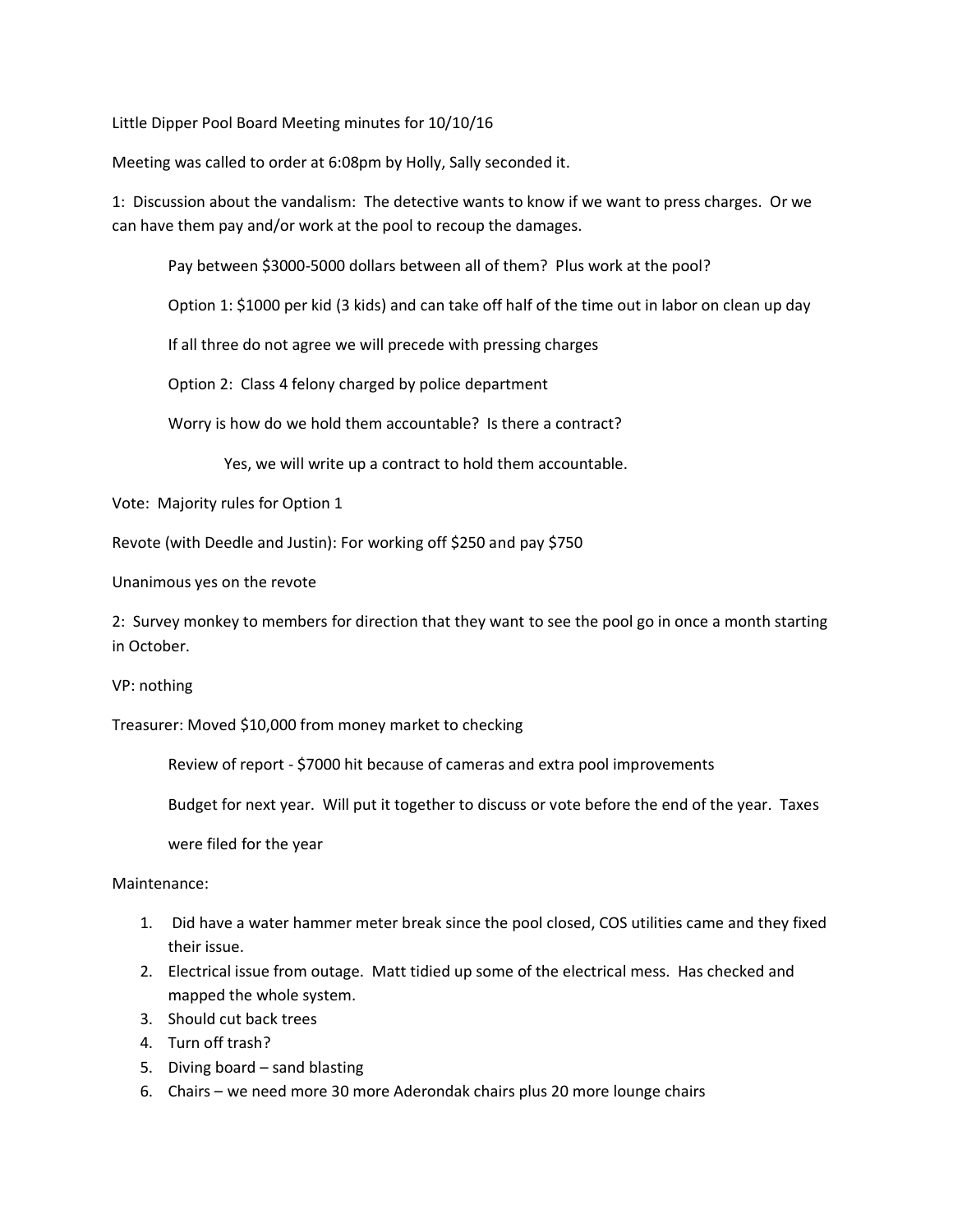Little Dipper Pool Board Meeting minutes for 10/10/16

Meeting was called to order at 6:08pm by Holly, Sally seconded it.

1: Discussion about the vandalism: The detective wants to know if we want to press charges. Or we can have them pay and/or work at the pool to recoup the damages.

> Pay between $3000-5000 dollars between all of them? Plus work at the pool?
>
> Option 1: $1000 per kid (3 kids) and can take off half of the time out in labor on clean up day
>
> If all three do not agree we will precede with pressing charges
>
> Option 2: Class 4 felony charged by police department
>
> Worry is how do we hold them accountable? Is there a contract?
>
> > Yes, we will write up a contract to hold them accountable.

Vote: Majority rules for Option 1

Revote (with Deedle and Justin): For working off $250 and pay $750

Unanimous yes on the revote

2: Survey monkey to members for direction that they want to see the pool go in once a month starting in October.

VP: nothing

Treasurer: Moved $10,000 from money market to checking

> Review of report - $7000 hit because of cameras and extra pool improvements
>
> Budget for next year. Will put it together to discuss or vote before the end of the year. Taxes were filed for the year

Maintenance:

1. Did have a water hammer meter break since the pool closed, COS utilities came and they fixed their issue.
2. Electrical issue from outage. Matt tidied up some of the electrical mess. Has checked and mapped the whole system.
3. Should cut back trees
4. Turn off trash?
5. Diving board – sand blasting
6. Chairs – we need more 30 more Aderondak chairs plus 20 more lounge chairs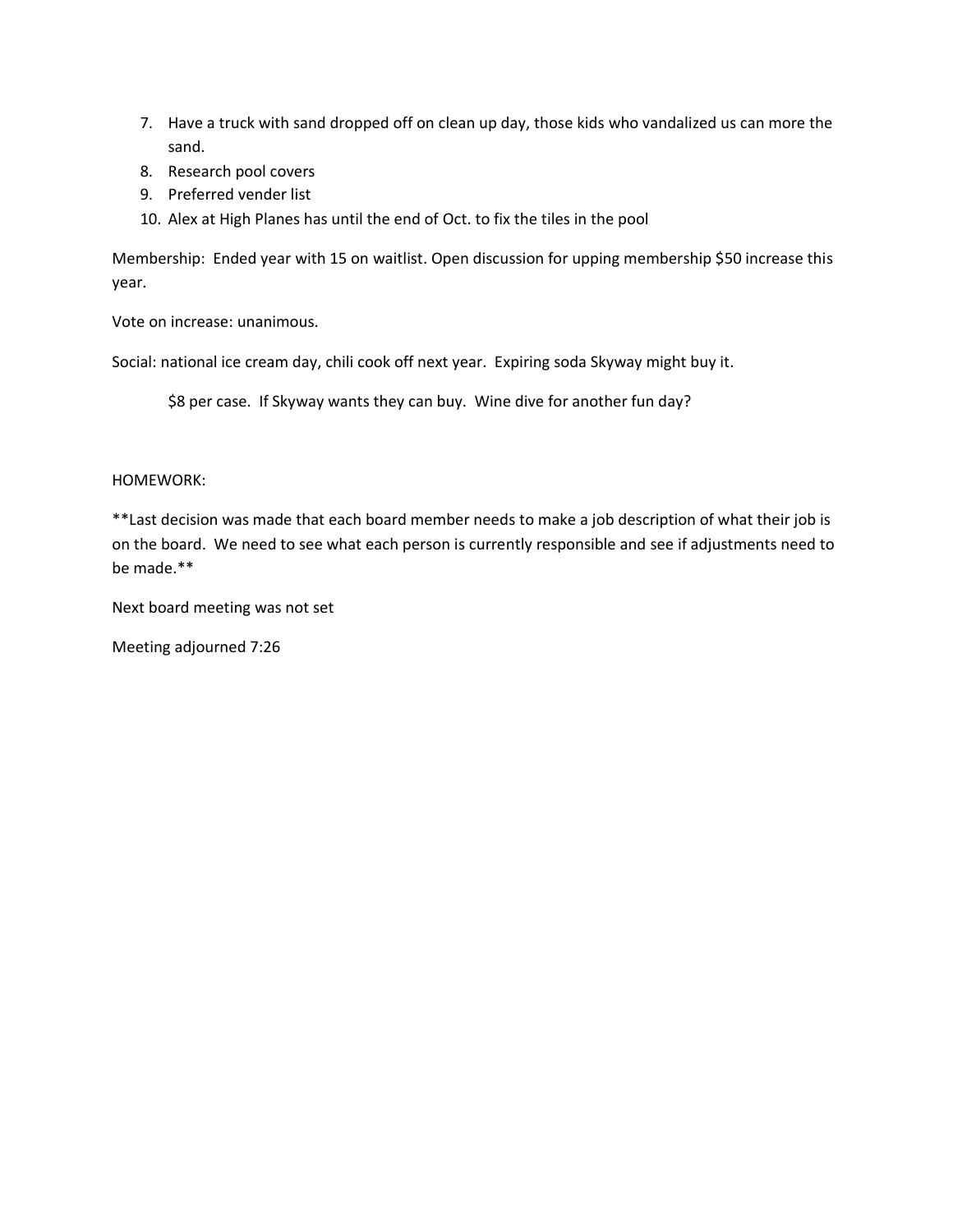7. Have a truck with sand dropped off on clean up day, those kids who vandalized us can more the sand.
8. Research pool covers
9. Preferred vender list
10. Alex at High Planes has until the end of Oct. to fix the tiles in the pool

Membership: Ended year with 15 on waitlist. Open discussion for upping membership $50 increase this year.

Vote on increase: unanimous.

Social: national ice cream day, chili cook off next year. Expiring soda Skyway might buy it.

$8 per case. If Skyway wants they can buy. Wine dive for another fun day?

HOMEWORK:

**Last decision was made that each board member needs to make a job description of what their job is on the board. We need to see what each person is currently responsible and see if adjustments need to be made.**

Next board meeting was not set

Meeting adjourned 7:26